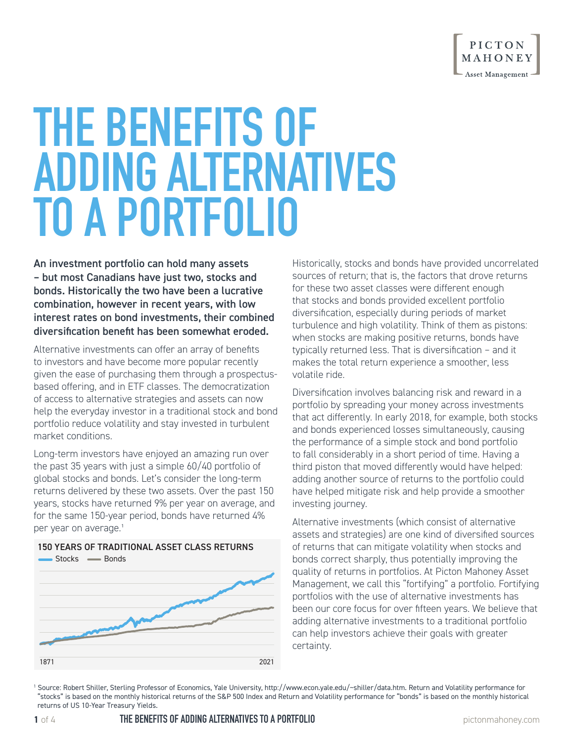# THE BENEFITS OF ADDING ALTERNATIVES TO A PORTFOLIO

**An investment portfolio can hold many assets – but most Canadians have just two, stocks and bonds. Historically the two have been a lucrative combination, however in recent years, with low interest rates on bond investments, their combined diversification benefit has been somewhat eroded.**

Alternative investments can offer an array of benefits to investors and have become more popular recently given the ease of purchasing them through a prospectus-based offering, and in ETF classes. The democratization of access to alternative strategies and assets can now help the everyday investor in a traditional stock and bond portfolio reduce volatility and stay invested in turbulent market conditions.

Long-term investors have enjoyed an amazing run over the past 35 years with just a simple 60/40 portfolio of global stocks and bonds. Let's consider the long-term returns delivered by these two assets. Over the past 150 years, stocks have returned 9% per year on average, and for the same 150-year period, bonds have returned 4% per year on average.[1]

**150 YEARS OF TRADITIONAL ASSET CLASS RETURNS**

Stocks — Bonds

1871 — 2021

Historically, stocks and bonds have provided uncorrelated sources of return; that is, the factors that drove returns for these two asset classes were different enough that stocks and bonds provided excellent portfolio diversification, especially during periods of market turbulence and high volatility. Think of them as pistons: when stocks are making positive returns, bonds have typically returned less. That is diversification – and it makes the total return experience a smoother, less volatile ride.

Diversification involves balancing risk and reward in a portfolio by spreading your money across investments that act differently. In early 2018, for example, both stocks and bonds experienced losses simultaneously, causing the performance of a simple stock and bond portfolio to fall considerably in a short period of time. Having a third piston that moved differently would have helped: adding another source of returns to the portfolio could have helped mitigate risk and help provide a smoother investing journey.

Alternative investments (which consist of alternative assets and strategies) are one kind of diversified sources of returns that can mitigate volatility when stocks and bonds correct sharply, thus potentially improving the quality of returns in portfolios. At Picton Mahoney Asset Management, we call this "fortifying" a portfolio. Fortifying portfolios with the use of alternative investments has been our core focus for over fifteen years. We believe that adding alternative investments to a traditional portfolio can help investors achieve their goals with greater certainty.

[1] Source: Robert Shiller, Sterling Professor of Economics, Yale University, http://www.econ.yale.edu/~shiller/data.htm. Return and Volatility performance for "stocks" is based on the monthly historical returns of the S&P 500 Index and Return and Volatility performance for "bonds" is based on the monthly historical returns of US 10-Year Treasury Yields.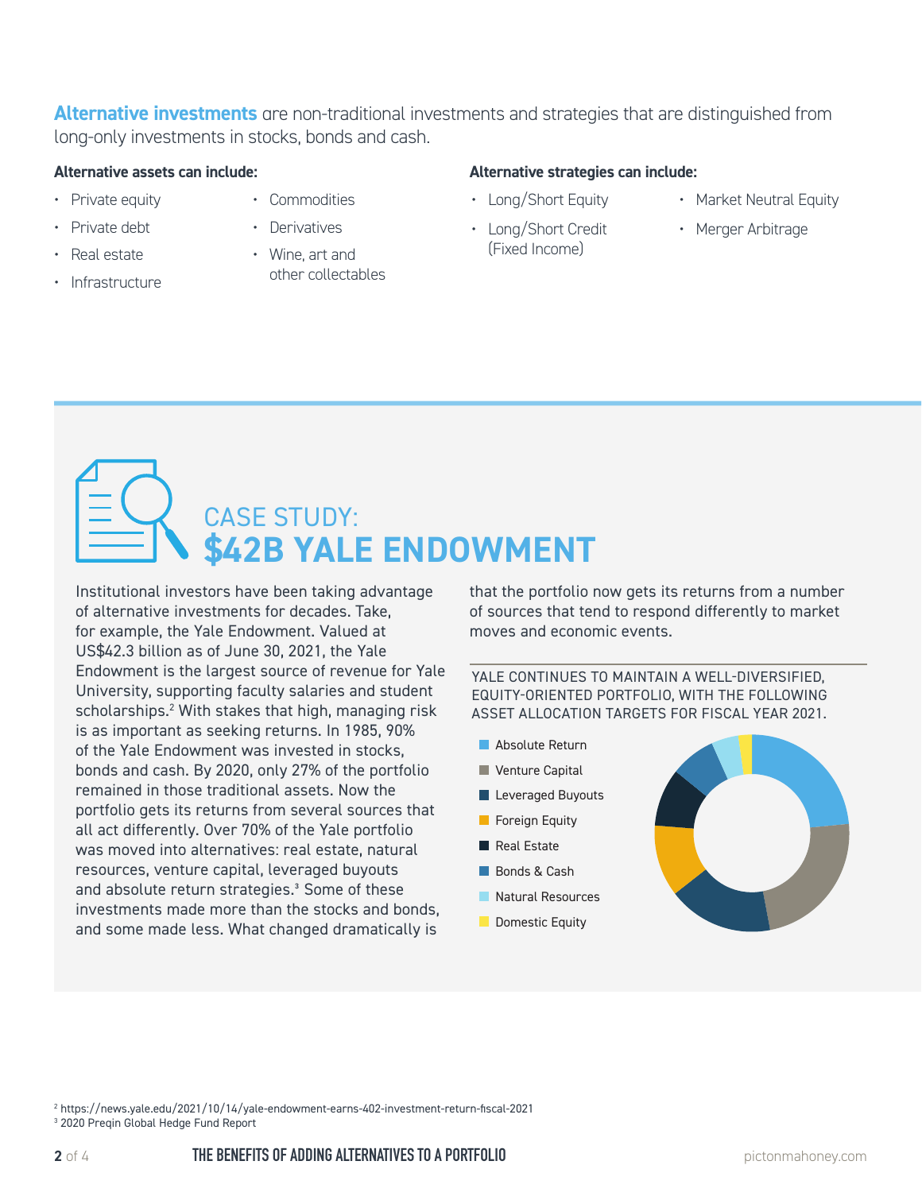**Alternative investments** are non-traditional investments and strategies that are distinguished from long-only investments in stocks, bonds and cash.

**Alternative assets can include:**

- Private equity
- Private debt
- Real estate
- Infrastructure
- Commodities
- Derivatives
- Wine, art and other collectables

**Alternative strategies can include:**

- Long/Short Equity
- Long/Short Credit (Fixed Income)
- Market Neutral Equity
- Merger Arbitrage

# CASE STUDY: **$42B YALE ENDOWMENT**

Institutional investors have been taking advantage of alternative investments for decades. Take, for example, the Yale Endowment. Valued at US$42.3 billion as of June 30, 2021, the Yale Endowment is the largest source of revenue for Yale University, supporting faculty salaries and student scholarships.[2] With stakes that high, managing risk is as important as seeking returns. In 1985, 90% of the Yale Endowment was invested in stocks, bonds and cash. By 2020, only 27% of the portfolio remained in those traditional assets. Now the portfolio gets its returns from several sources that all act differently. Over 70% of the Yale portfolio was moved into alternatives: real estate, natural resources, venture capital, leveraged buyouts and absolute return strategies.[3] Some of these investments made more than the stocks and bonds, and some made less. What changed dramatically is that the portfolio now gets its returns from a number of sources that tend to respond differently to market moves and economic events.

YALE CONTINUES TO MAINTAIN A WELL-DIVERSIFIED, EQUITY-ORIENTED PORTFOLIO, WITH THE FOLLOWING ASSET ALLOCATION TARGETS FOR FISCAL YEAR 2021.

Absolute Return
Venture Capital
Leveraged Buyouts
Foreign Equity
Real Estate
Bonds & Cash
Natural Resources
Domestic Equity

[2] https://news.yale.edu/2021/10/14/yale-endowment-earns-402-investment-return-fiscal-2021
[3] 2020 Preqin Global Hedge Fund Report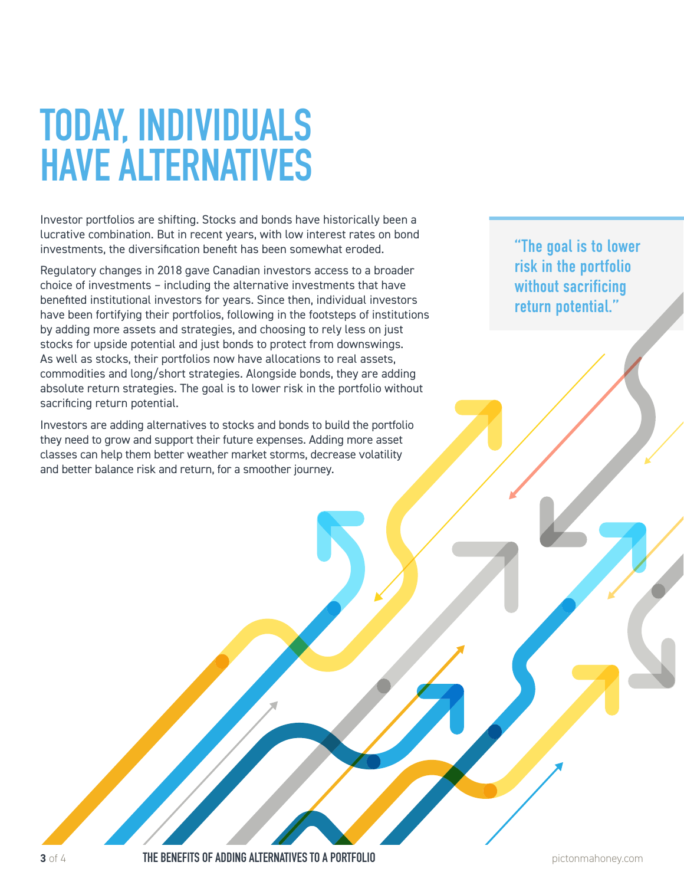# TODAY, INDIVIDUALS HAVE ALTERNATIVES

Investor portfolios are shifting. Stocks and bonds have historically been a lucrative combination. But in recent years, with low interest rates on bond investments, the diversification benefit has been somewhat eroded.

Regulatory changes in 2018 gave Canadian investors access to a broader choice of investments – including the alternative investments that have benefited institutional investors for years. Since then, individual investors have been fortifying their portfolios, following in the footsteps of institutions by adding more assets and strategies, and choosing to rely less on just stocks for upside potential and just bonds to protect from downswings. As well as stocks, their portfolios now have allocations to real assets, commodities and long/short strategies. Alongside bonds, they are adding absolute return strategies. The goal is to lower risk in the portfolio without sacrificing return potential.

Investors are adding alternatives to stocks and bonds to build the portfolio they need to grow and support their future expenses. Adding more asset classes can help them better weather market storms, decrease volatility and better balance risk and return, for a smoother journey.

> "The goal is to lower risk in the portfolio without sacrificing return potential."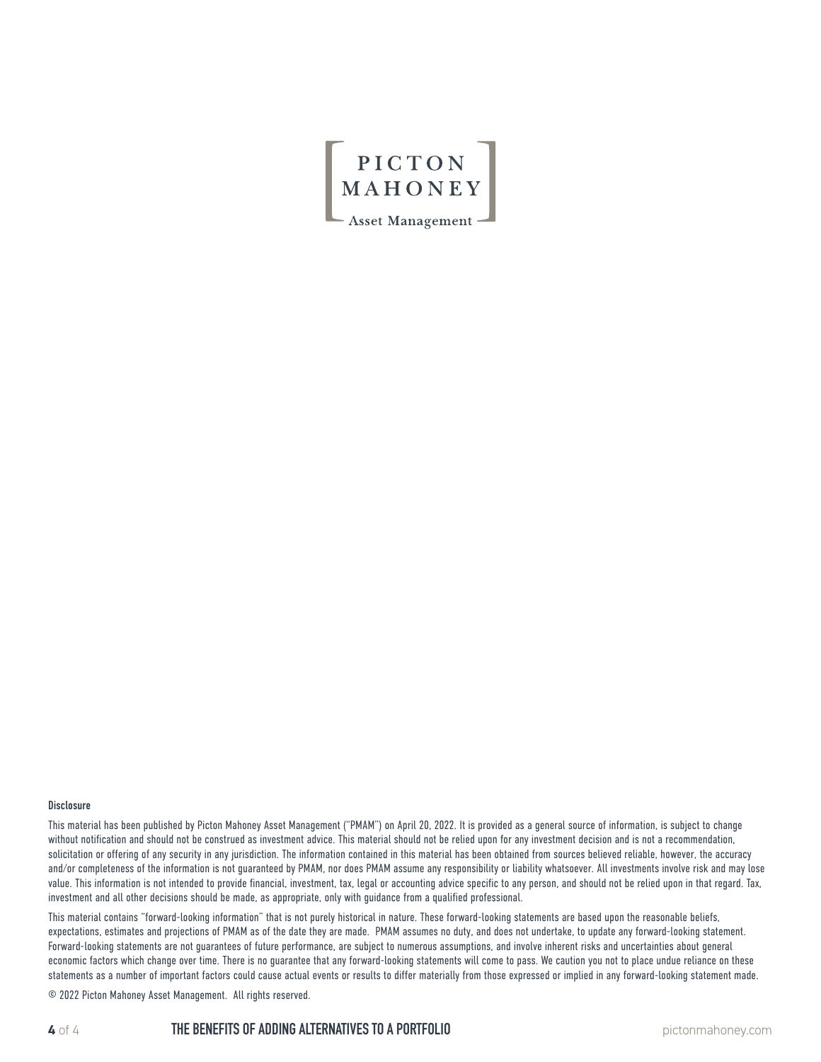PICTON MAHONEY

Asset Management

**Disclosure**

This material has been published by Picton Mahoney Asset Management ("PMAM") on April 20, 2022. It is provided as a general source of information, is subject to change without notification and should not be construed as investment advice. This material should not be relied upon for any investment decision and is not a recommendation, solicitation or offering of any security in any jurisdiction. The information contained in this material has been obtained from sources believed reliable, however, the accuracy and/or completeness of the information is not guaranteed by PMAM, nor does PMAM assume any responsibility or liability whatsoever. All investments involve risk and may lose value. This information is not intended to provide financial, investment, tax, legal or accounting advice specific to any person, and should not be relied upon in that regard. Tax, investment and all other decisions should be made, as appropriate, only with guidance from a qualified professional.

This material contains "forward-looking information" that is not purely historical in nature. These forward-looking statements are based upon the reasonable beliefs, expectations, estimates and projections of PMAM as of the date they are made. PMAM assumes no duty, and does not undertake, to update any forward-looking statement. Forward-looking statements are not guarantees of future performance, are subject to numerous assumptions, and involve inherent risks and uncertainties about general economic factors which change over time. There is no guarantee that any forward-looking statements will come to pass. We caution you not to place undue reliance on these statements as a number of important factors could cause actual events or results to differ materially from those expressed or implied in any forward-looking statement made.

© 2022 Picton Mahoney Asset Management. All rights reserved.